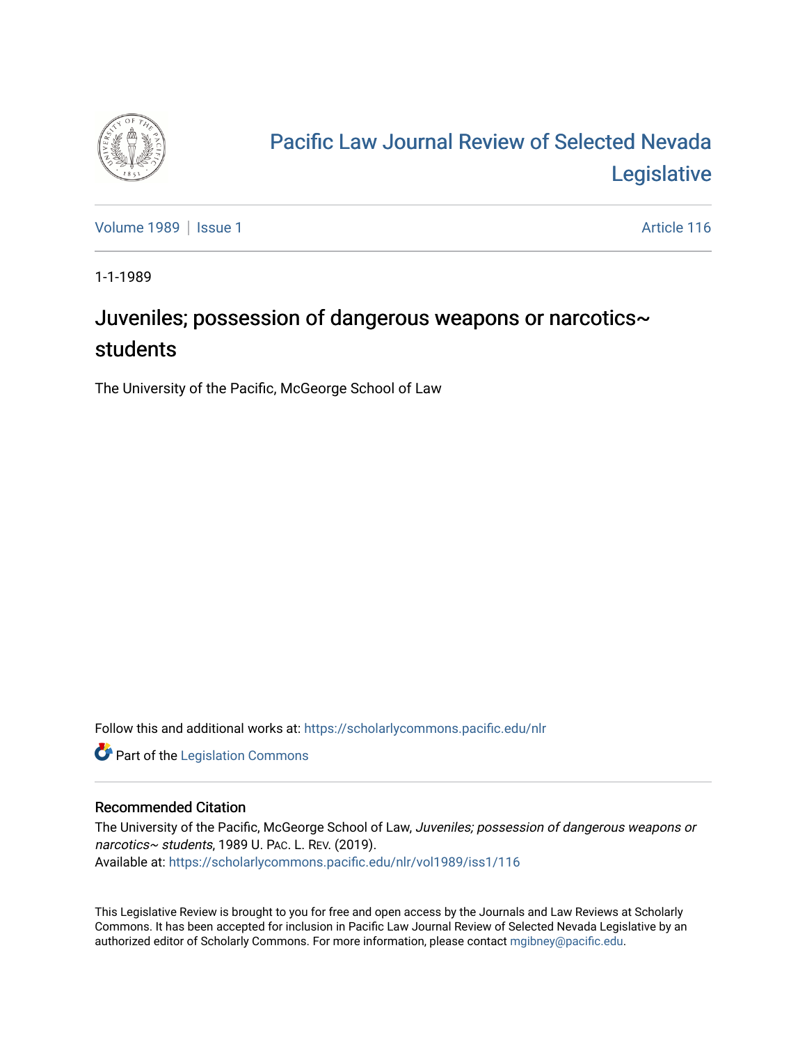# Pacific Law Journal Review of Selected Nevada Legislative

Volume 1989 | Issue 1 Article 116

1-1-1989

## Juveniles; possession of dangerous weapons or narcotics~ students

The University of the Pacific, McGeorge School of Law

Follow this and additional works at: https://scholarlycommons.pacific.edu/nlr

Part of the Legislation Commons

### Recommended Citation

The University of the Pacific, McGeorge School of Law, *Juveniles; possession of dangerous weapons or narcotics~ students*, 1989 U. Pac. L. Rev. (2019).
Available at: https://scholarlycommons.pacific.edu/nlr/vol1989/iss1/116

This Legislative Review is brought to you for free and open access by the Journals and Law Reviews at Scholarly Commons. It has been accepted for inclusion in Pacific Law Journal Review of Selected Nevada Legislative by an authorized editor of Scholarly Commons. For more information, please contact mgibney@pacific.edu.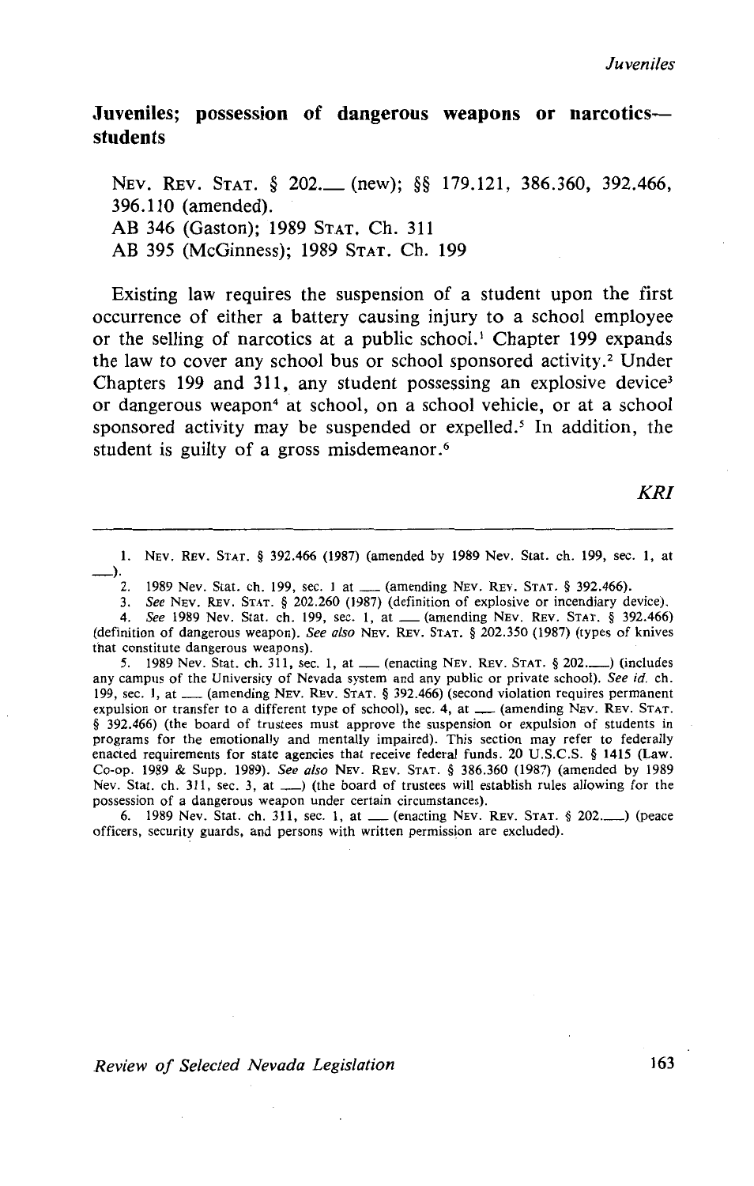## Juveniles; possession of dangerous weapons or narcotics—students

NEV. REV. STAT. § 202.___ (new); §§ 179.121, 386.360, 392.466, 396.110 (amended).
AB 346 (Gaston); 1989 STAT. Ch. 311
AB 395 (McGinness); 1989 STAT. Ch. 199

Existing law requires the suspension of a student upon the first occurrence of either a battery causing injury to a school employee or the selling of narcotics at a public school.[1] Chapter 199 expands the law to cover any school bus or school sponsored activity.[2] Under Chapters 199 and 311, any student possessing an explosive device[3] or dangerous weapon[4] at school, on a school vehicle, or at a school sponsored activity may be suspended or expelled.[5] In addition, the student is guilty of a gross misdemeanor.[6]

*KRI*

---

1. NEV. REV. STAT. § 392.466 (1987) (amended by 1989 Nev. Stat. ch. 199, sec. 1, at ___).
2. 1989 Nev. Stat. ch. 199, sec. 1 at ___ (amending NEV. REV. STAT. § 392.466).
3. *See* NEV. REV. STAT. § 202.260 (1987) (definition of explosive or incendiary device).
4. *See* 1989 Nev. Stat. ch. 199, sec. 1, at ___ (amending NEV. REV. STAT. § 392.466) (definition of dangerous weapon). *See also* NEV. REV. STAT. § 202.350 (1987) (types of knives that constitute dangerous weapons).
5. 1989 Nev. Stat. ch. 311, sec. 1, at ___ (enacting NEV. REV. STAT. § 202.___) (includes any campus of the University of Nevada system and any public or private school). *See id.* ch. 199, sec. 1, at ___ (amending NEV. REV. STAT. § 392.466) (second violation requires permanent expulsion or transfer to a different type of school), sec. 4, at ___ (amending NEV. REV. STAT. § 392.466) (the board of trustees must approve the suspension or expulsion of students in programs for the emotionally and mentally impaired). This section may refer to federally enacted requirements for state agencies that receive federal funds. 20 U.S.C.S. § 1415 (Law. Co-op. 1989 & Supp. 1989). *See also* NEV. REV. STAT. § 386.360 (1987) (amended by 1989 Nev. Stat. ch. 311, sec. 3, at ___) (the board of trustees will establish rules allowing for the possession of a dangerous weapon under certain circumstances).
6. 1989 Nev. Stat. ch. 311, sec. 1, at ___ (enacting NEV. REV. STAT. § 202.___) (peace officers, security guards, and persons with written permission are excluded).